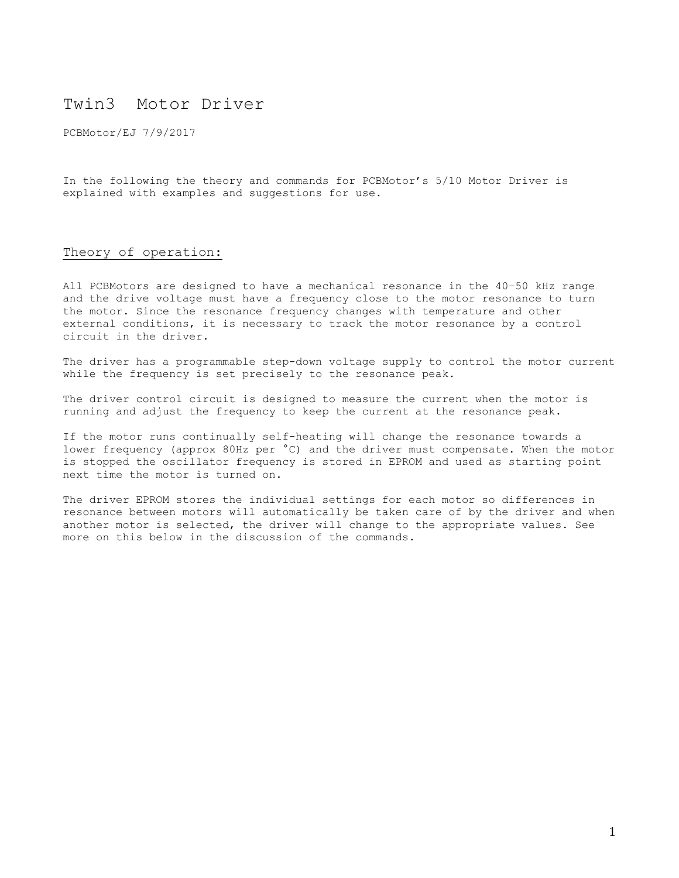# Twin3 Motor Driver

PCBMotor/EJ 7/9/2017

In the following the theory and commands for PCBMotor's 5/10 Motor Driver is explained with examples and suggestions for use.

## Theory of operation:

All PCBMotors are designed to have a mechanical resonance in the 40-50 kHz range and the drive voltage must have a frequency close to the motor resonance to turn the motor. Since the resonance frequency changes with temperature and other external conditions, it is necessary to track the motor resonance by a control circuit in the driver.

The driver has a programmable step-down voltage supply to control the motor current while the frequency is set precisely to the resonance peak.

The driver control circuit is designed to measure the current when the motor is running and adjust the frequency to keep the current at the resonance peak.

If the motor runs continually self-heating will change the resonance towards a lower frequency (approx 80Hz per °C) and the driver must compensate. When the motor is stopped the oscillator frequency is stored in EPROM and used as starting point next time the motor is turned on.

The driver EPROM stores the individual settings for each motor so differences in resonance between motors will automatically be taken care of by the driver and when another motor is selected, the driver will change to the appropriate values. See more on this below in the discussion of the commands.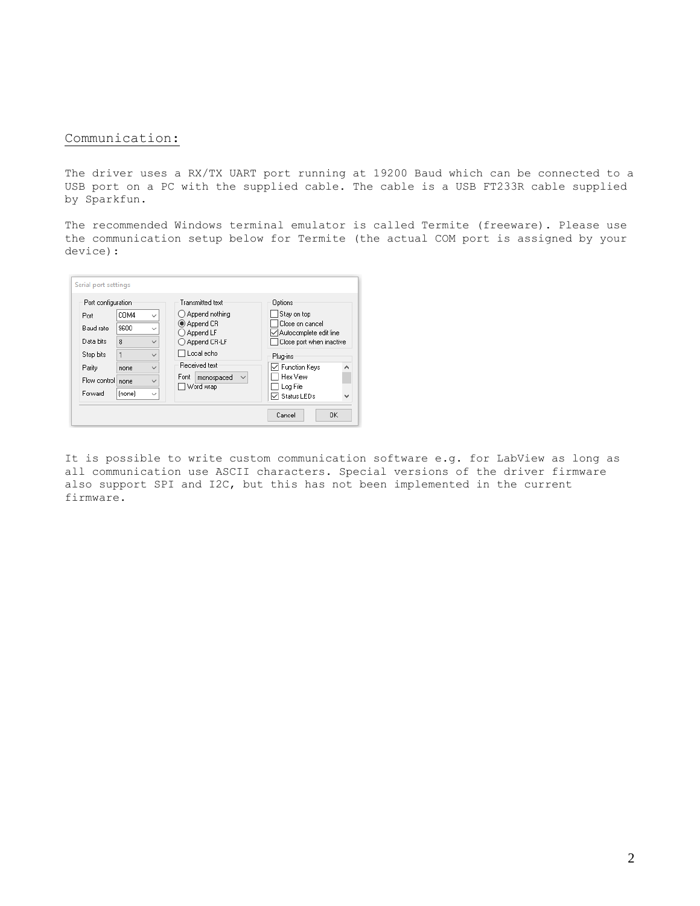## Communication:

The driver uses a RX/TX UART port running at 19200 Baud which can be connected to a USB port on a PC with the supplied cable. The cable is a USB FT233R cable supplied by Sparkfun.

The recommended Windows terminal emulator is called Termite (freeware). Please use the communication setup below for Termite (the actual COM port is assigned by your device):

It is possible to write custom communication software e.g. for LabView as long as all communication use ASCII characters. Special versions of the driver firmware also support SPI and I2C, but this has not been implemented in the current firmware.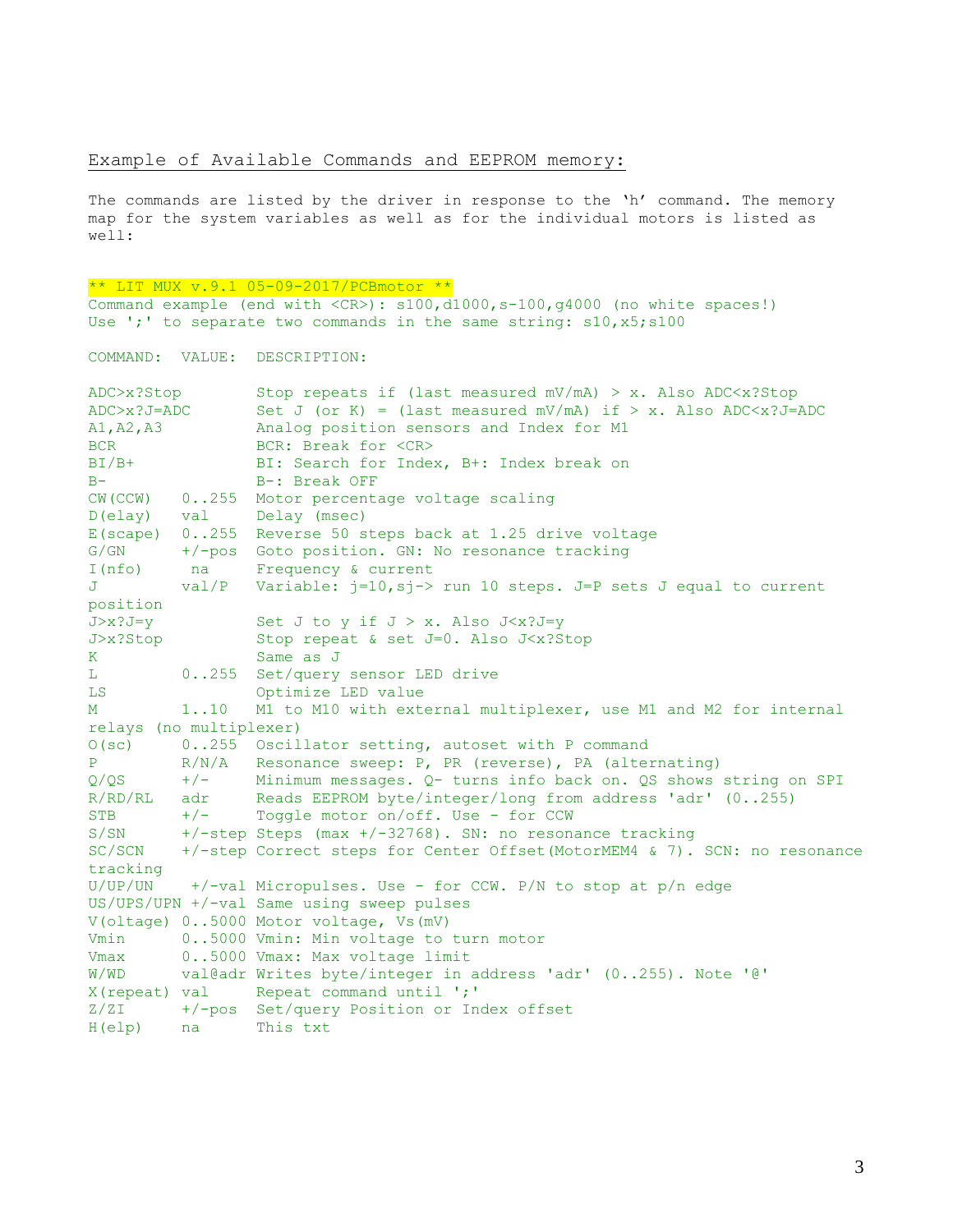## Example of Available Commands and EEPROM memory:

The commands are listed by the driver in response to the ‘h’ command. The memory map for the system variables as well as for the individual motors is listed as well:

```
** LIT MUX v.9.1 05-09-2017/PCBmotor **
Command example (end with <CR>): s100,d1000,s-100,g4000 (no white spaces!)
Use ';' to separate two commands in the same string: s10,x5;s100

COMMAND:  VALUE:  DESCRIPTION:

ADC>x?Stop        Stop repeats if (last measured mV/mA) > x. Also ADC<x?Stop
ADC>x?J=ADC       Set J (or K) = (last measured mV/mA) if > x. Also ADC<x?J=ADC
A1,A2,A3          Analog position sensors and Index for M1
BCR               BCR: Break for <CR>
BI/B+             BI: Search for Index, B+: Index break on
B-                B-: Break OFF
CW(CCW)   0..255  Motor percentage voltage scaling
D(elay)   val     Delay (msec)
E(scape)  0..255  Reverse 50 steps back at 1.25 drive voltage
G/GN      +/-pos  Goto position. GN: No resonance tracking
I(nfo)     na     Frequency & current
J         val/P   Variable: j=10,sj-> run 10 steps. J=P sets J equal to current
position
J>x?J=y           Set J to y if J > x. Also J<x?J=y
J>x?Stop          Stop repeat & set J=0. Also J<x?Stop
K                 Same as J
L         0..255  Set/query sensor LED drive
LS                Optimize LED value
M         1..10   M1 to M10 with external multiplexer, use M1 and M2 for internal
relays (no multiplexer)
O(sc)     0..255  Oscillator setting, autoset with P command
P         R/N/A   Resonance sweep: P, PR (reverse), PA (alternating)
Q/QS      +/-     Minimum messages. Q- turns info back on. QS shows string on SPI
R/RD/RL   adr     Reads EEPROM byte/integer/long from address 'adr' (0..255)
STB       +/-     Toggle motor on/off. Use - for CCW
S/SN      +/-step Steps (max +/-32768). SN: no resonance tracking
SC/SCN    +/-step Correct steps for Center Offset(MotorMEM4 & 7). SCN: no resonance
tracking
U/UP/UN    +/-val Micropulses. Use - for CCW. P/N to stop at p/n edge
US/UPS/UPN +/-val Same using sweep pulses
V(oltage) 0..5000 Motor voltage, Vs(mV)
Vmin      0..5000 Vmin: Min voltage to turn motor
Vmax      0..5000 Vmax: Max voltage limit
W/WD      val@adr Writes byte/integer in address 'adr' (0..255). Note '@'
X(repeat) val     Repeat command until ';'
Z/ZI      +/-pos  Set/query Position or Index offset
H(elp)    na      This txt
```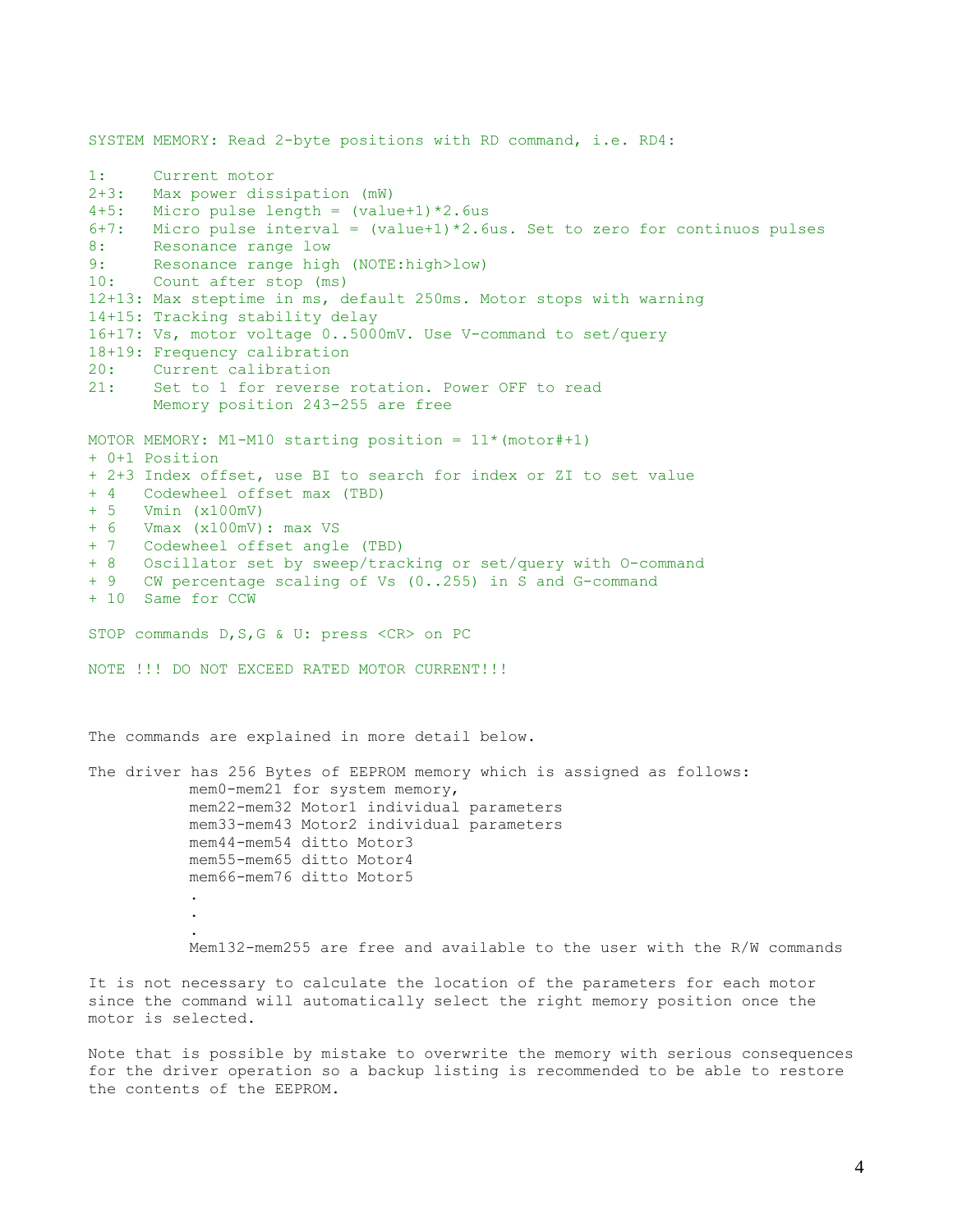```
SYSTEM MEMORY: Read 2-byte positions with RD command, i.e. RD4:

1:     Current motor
2+3:   Max power dissipation (mW)
4+5:   Micro pulse length = (value+1)*2.6us
6+7:   Micro pulse interval = (value+1)*2.6us. Set to zero for continuos pulses
8:     Resonance range low
9:     Resonance range high (NOTE:high>low)
10:    Count after stop (ms)
12+13: Max steptime in ms, default 250ms. Motor stops with warning
14+15: Tracking stability delay
16+17: Vs, motor voltage 0..5000mV. Use V-command to set/query
18+19: Frequency calibration
20:    Current calibration
21:    Set to 1 for reverse rotation. Power OFF to read
       Memory position 243-255 are free

MOTOR MEMORY: M1-M10 starting position = 11*(motor#+1)
+ 0+1 Position
+ 2+3 Index offset, use BI to search for index or ZI to set value
+ 4   Codewheel offset max (TBD)
+ 5   Vmin (x100mV)
+ 6   Vmax (x100mV): max VS
+ 7   Codewheel offset angle (TBD)
+ 8   Oscillator set by sweep/tracking or set/query with O-command
+ 9   CW percentage scaling of Vs (0..255) in S and G-command
+ 10  Same for CCW

STOP commands D,S,G & U: press <CR> on PC

NOTE !!! DO NOT EXCEED RATED MOTOR CURRENT!!!
```

The commands are explained in more detail below.

The driver has 256 Bytes of EEPROM memory which is assigned as follows:

```
mem0-mem21 for system memory,
mem22-mem32 Motor1 individual parameters
mem33-mem43 Motor2 individual parameters
mem44-mem54 ditto Motor3
mem55-mem65 ditto Motor4
mem66-mem76 ditto Motor5
.
.
.
Mem132-mem255 are free and available to the user with the R/W commands
```

It is not necessary to calculate the location of the parameters for each motor since the command will automatically select the right memory position once the motor is selected.

Note that is possible by mistake to overwrite the memory with serious consequences for the driver operation so a backup listing is recommended to be able to restore the contents of the EEPROM.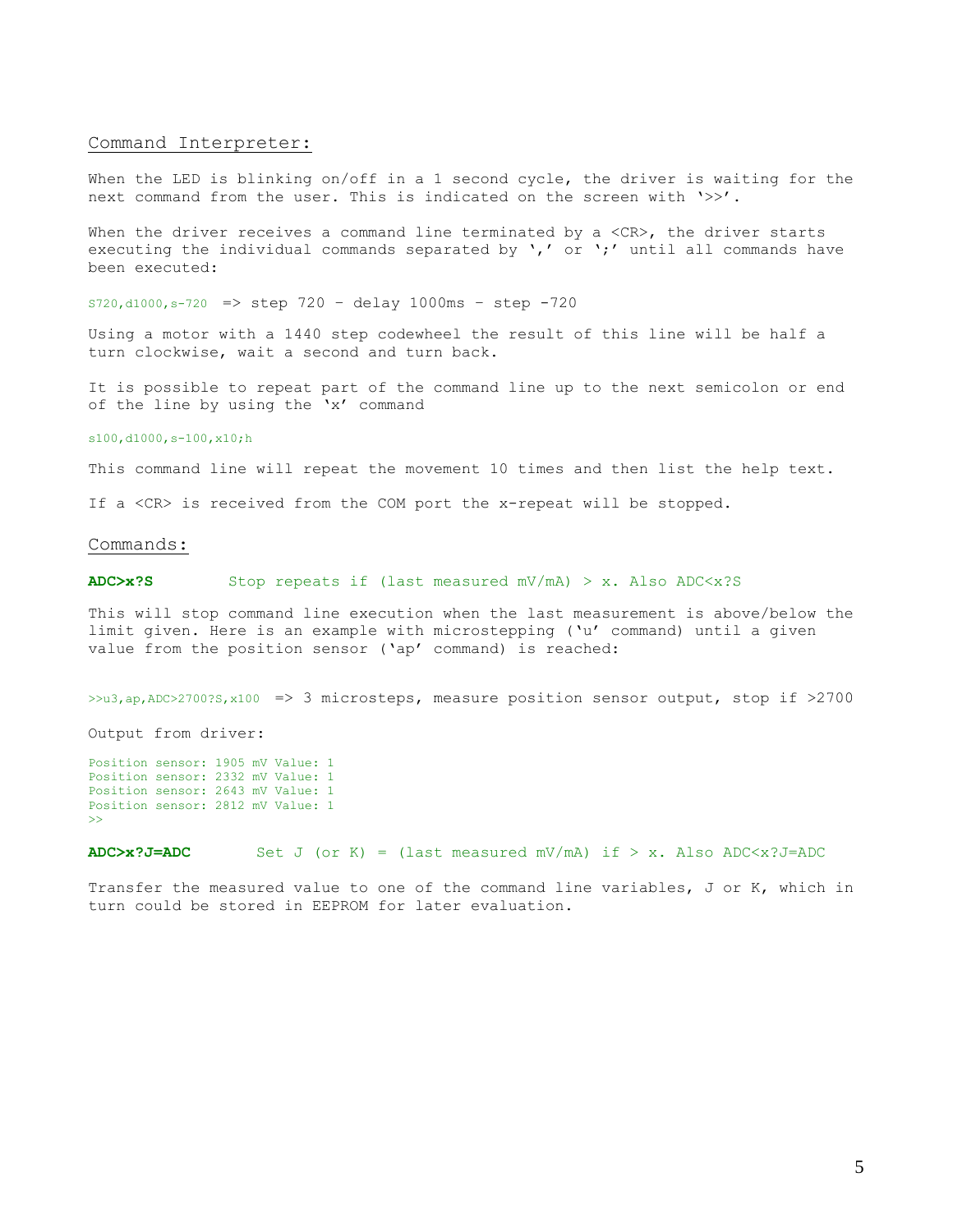## Command Interpreter:

When the LED is blinking on/off in a 1 second cycle, the driver is waiting for the next command from the user. This is indicated on the screen with '>>'.

When the driver receives a command line terminated by a <CR>, the driver starts executing the individual commands separated by ',' or ';' until all commands have been executed:

`S720,d1000,s-720` => step 720 – delay 1000ms – step -720

Using a motor with a 1440 step codewheel the result of this line will be half a turn clockwise, wait a second and turn back.

It is possible to repeat part of the command line up to the next semicolon or end of the line by using the 'x' command

`s100,d1000,s-100,x10;h`

This command line will repeat the movement 10 times and then list the help text.

If a <CR> is received from the COM port the x-repeat will be stopped.

## Commands:

**ADC>x?S** Stop repeats if (last measured mV/mA) > x. Also ADC<x?S

This will stop command line execution when the last measurement is above/below the limit given. Here is an example with microstepping ('u' command) until a given value from the position sensor ('ap' command) is reached:

`>>u3,ap,ADC>2700?S,x100` => 3 microsteps, measure position sensor output, stop if >2700

Output from driver:

```
Position sensor: 1905 mV Value: 1
Position sensor: 2332 mV Value: 1
Position sensor: 2643 mV Value: 1
Position sensor: 2812 mV Value: 1
>>
```

**ADC>x?J=ADC** Set J (or K) = (last measured mV/mA) if > x. Also ADC<x?J=ADC

Transfer the measured value to one of the command line variables, J or K, which in turn could be stored in EEPROM for later evaluation.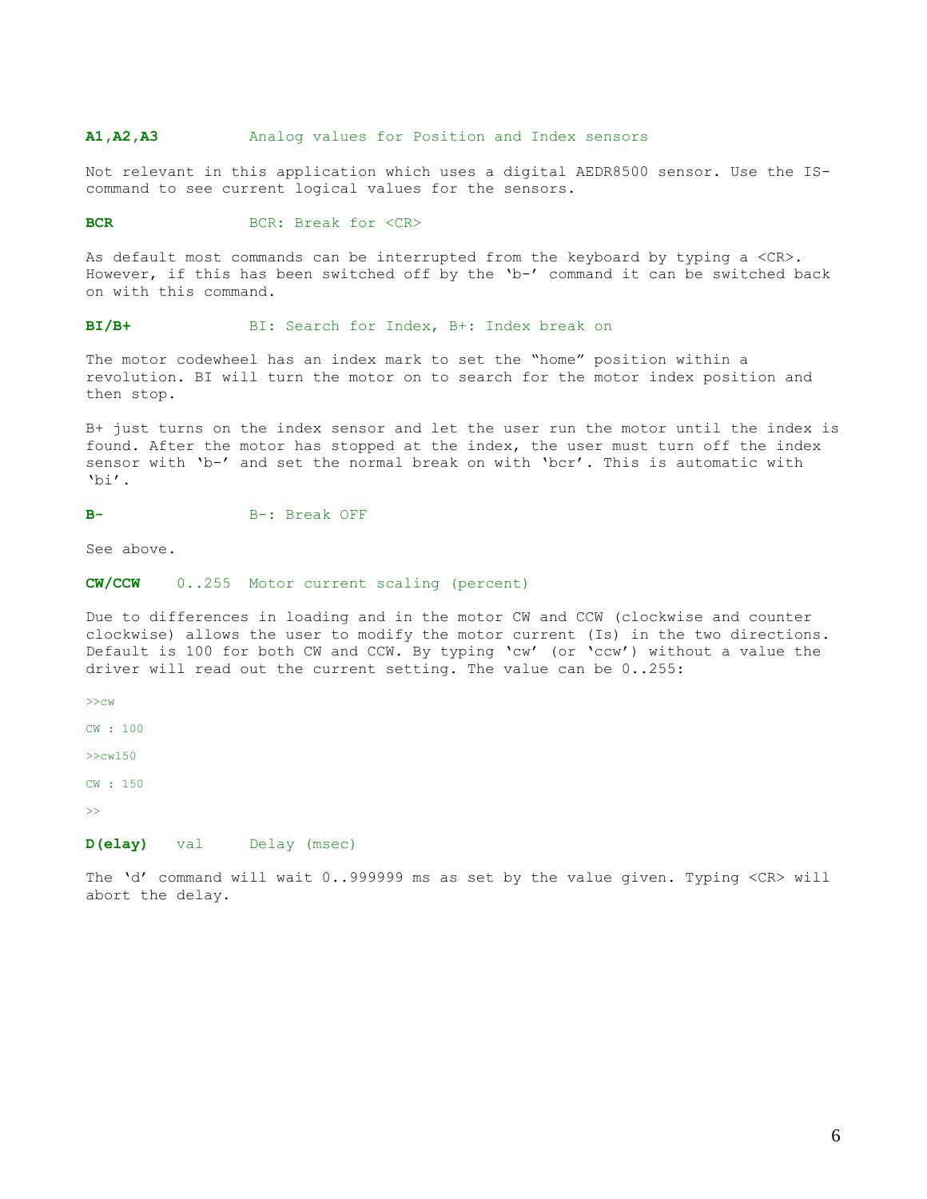**A1,A2,A3** Analog values for Position and Index sensors

Not relevant in this application which uses a digital AEDR8500 sensor. Use the IS-command to see current logical values for the sensors.

**BCR** BCR: Break for <CR>

As default most commands can be interrupted from the keyboard by typing a <CR>. However, if this has been switched off by the 'b-' command it can be switched back on with this command.

**BI/B+** BI: Search for Index, B+: Index break on

The motor codewheel has an index mark to set the "home" position within a revolution. BI will turn the motor on to search for the motor index position and then stop.

B+ just turns on the index sensor and let the user run the motor until the index is found. After the motor has stopped at the index, the user must turn off the index sensor with 'b-' and set the normal break on with 'bcr'. This is automatic with 'bi'.

**B-** B-: Break OFF

See above.

**CW/CCW** 0..255 Motor current scaling (percent)

Due to differences in loading and in the motor CW and CCW (clockwise and counter clockwise) allows the user to modify the motor current (Is) in the two directions. Default is 100 for both CW and CCW. By typing 'cw' (or 'ccw') without a value the driver will read out the current setting. The value can be 0..255:

```
>>cw
CW : 100
>>cw150
CW : 150
>>
```

**D(elay)** val Delay (msec)

The 'd' command will wait 0..999999 ms as set by the value given. Typing <CR> will abort the delay.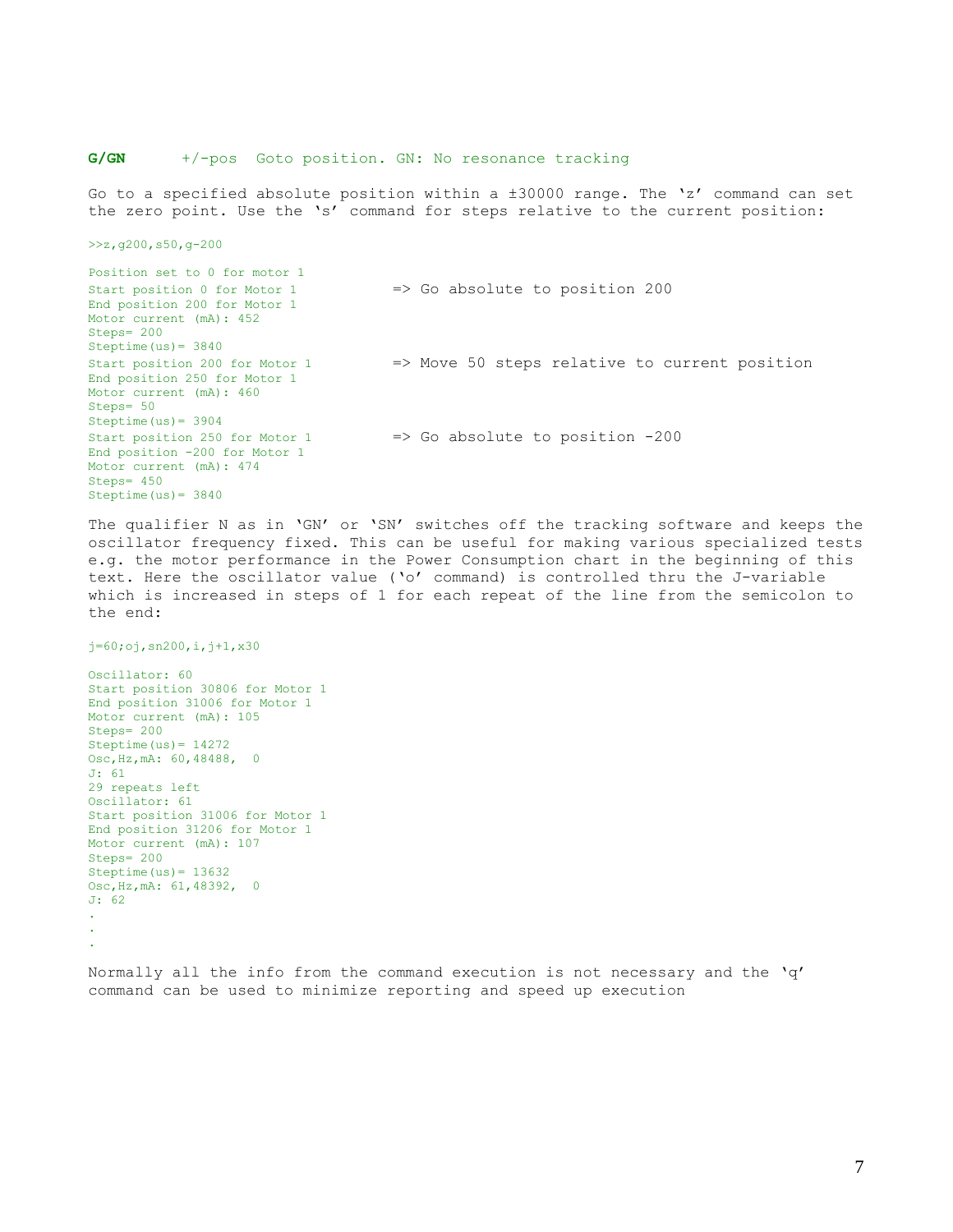**G/GN** +/-pos Goto position. GN: No resonance tracking

Go to a specified absolute position within a ±30000 range. The 'z' command can set the zero point. Use the 's' command for steps relative to the current position:

```
>>z,g200,s50,g-200

Position set to 0 for motor 1
Start position 0 for Motor 1           => Go absolute to position 200
End position 200 for Motor 1
Motor current (mA): 452
Steps= 200
Steptime(us)= 3840
Start position 200 for Motor 1         => Move 50 steps relative to current position
End position 250 for Motor 1
Motor current (mA): 460
Steps= 50
Steptime(us)= 3904
Start position 250 for Motor 1         => Go absolute to position -200
End position -200 for Motor 1
Motor current (mA): 474
Steps= 450
Steptime(us)= 3840
```

The qualifier N as in 'GN' or 'SN' switches off the tracking software and keeps the oscillator frequency fixed. This can be useful for making various specialized tests e.g. the motor performance in the Power Consumption chart in the beginning of this text. Here the oscillator value ('o' command) is controlled thru the J-variable which is increased in steps of 1 for each repeat of the line from the semicolon to the end:

```
j=60;oj,sn200,i,j+1,x30

Oscillator: 60
Start position 30806 for Motor 1
End position 31006 for Motor 1
Motor current (mA): 105
Steps= 200
Steptime(us)= 14272
Osc,Hz,mA: 60,48488,  0
J: 61
29 repeats left
Oscillator: 61
Start position 31006 for Motor 1
End position 31206 for Motor 1
Motor current (mA): 107
Steps= 200
Steptime(us)= 13632
Osc,Hz,mA: 61,48392,  0
J: 62
.
.
.
```

Normally all the info from the command execution is not necessary and the 'q' command can be used to minimize reporting and speed up execution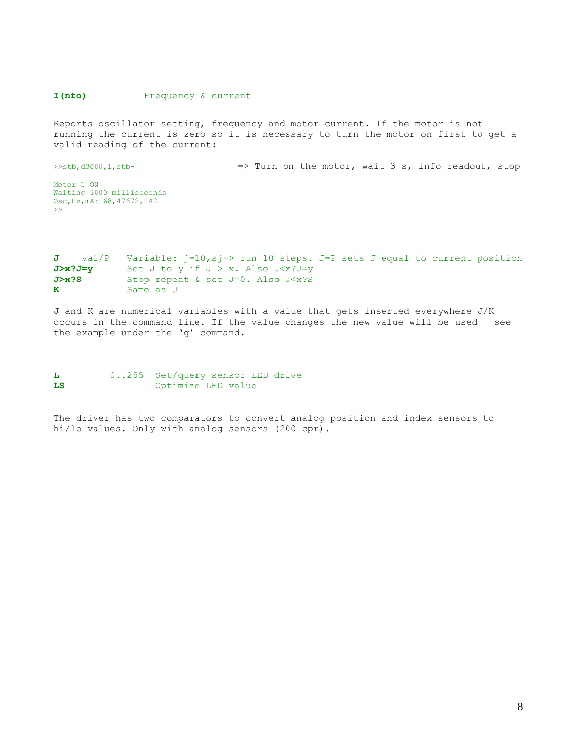**I(nfo)** Frequency & current

Reports oscillator setting, frequency and motor current. If the motor is not running the current is zero so it is necessary to turn the motor on first to get a valid reading of the current:

```
>>stb,d3000,i,stb-                    => Turn on the motor, wait 3 s, info readout, stop

Motor 1 ON
Waiting 3000 milliseconds
Osc,Hz,mA: 68,47672,142
>>
```

| | | |
|---|---|---|
| **J** | val/P | Variable: j=10,sj-> run 10 steps. J=P sets J equal to current position |
| **J>x?J=y** | | Set J to y if J > x. Also J<x?J=y |
| **J>x?S** | | Stop repeat & set J=0. Also J<x?S |
| **K** | | Same as J |

J and K are numerical variables with a value that gets inserted everywhere J/K occurs in the command line. If the value changes the new value will be used – see the example under the 'g' command.

| | | |
|---|---|---|
| **L** | 0..255 | Set/query sensor LED drive |
| **LS** | | Optimize LED value |

The driver has two comparators to convert analog position and index sensors to hi/lo values. Only with analog sensors (200 cpr).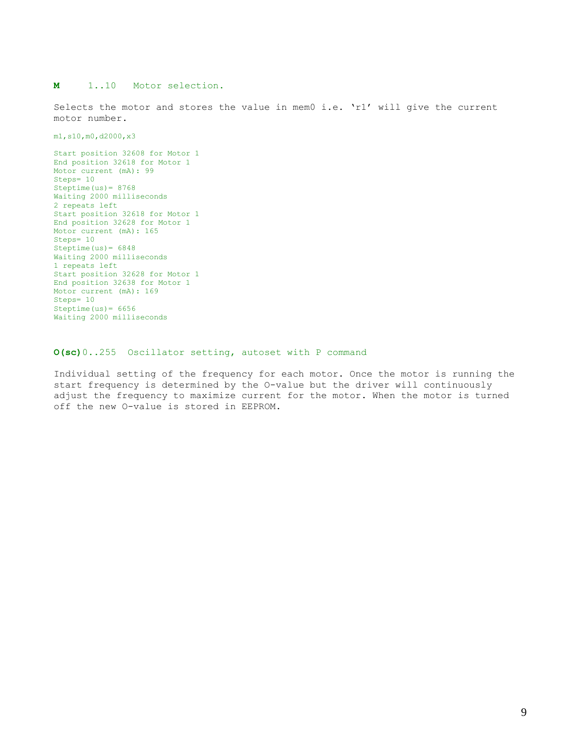**M** 1..10 Motor selection.

Selects the motor and stores the value in mem0 i.e. 'r1' will give the current motor number.

```
m1,s10,m0,d2000,x3

Start position 32608 for Motor 1
End position 32618 for Motor 1
Motor current (mA): 99
Steps= 10
Steptime(us)= 8768
Waiting 2000 milliseconds
2 repeats left
Start position 32618 for Motor 1
End position 32628 for Motor 1
Motor current (mA): 165
Steps= 10
Steptime(us)= 6848
Waiting 2000 milliseconds
1 repeats left
Start position 32628 for Motor 1
End position 32638 for Motor 1
Motor current (mA): 169
Steps= 10
Steptime(us)= 6656
Waiting 2000 milliseconds
```

**O(sc)** 0..255 Oscillator setting, autoset with P command

Individual setting of the frequency for each motor. Once the motor is running the start frequency is determined by the O-value but the driver will continuously adjust the frequency to maximize current for the motor. When the motor is turned off the new O-value is stored in EEPROM.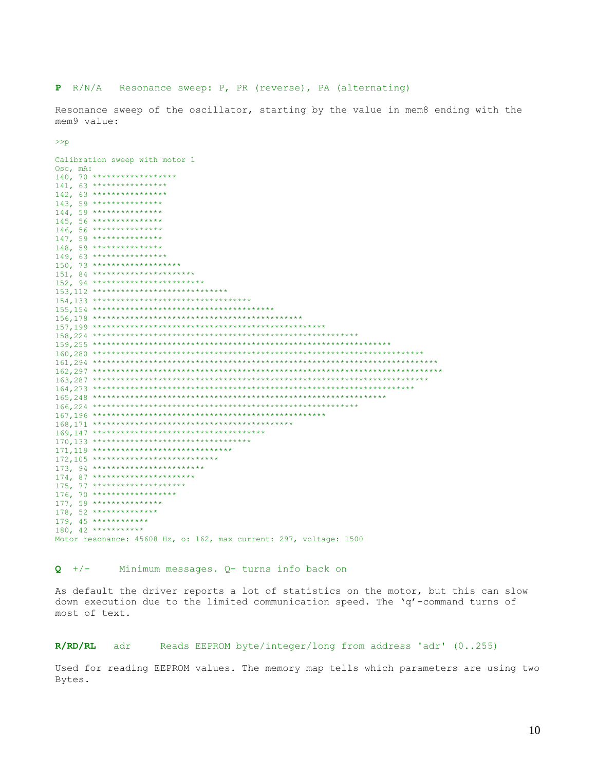**P** R/N/A   Resonance sweep: P, PR (reverse), PA (alternating)

Resonance sweep of the oscillator, starting by the value in mem8 ending with the mem9 value:

```
>>p

Calibration sweep with motor 1
Osc, mA:
140, 70 ******************
141, 63 ****************
142, 63 ****************
143, 59 ***************
144, 59 ***************
145, 56 ***************
146, 56 ***************
147, 59 ***************
148, 59 ***************
149, 63 ****************
150, 73 *******************
151, 84 **********************
152, 94 ************************
153,112 *****************************
154,133 **********************************
155,154 ***************************************
156,178 *********************************************
157,199 **************************************************
158,224 *********************************************************
159,255 ****************************************************************
160,280 ***********************************************************************
161,294 **************************************************************************
162,297 ***************************************************************************
163,287 ************************************************************************
164,273 *********************************************************************
165,248 ***************************************************************
166,224 *********************************************************
167,196 **************************************************
168,171 *******************************************
169,147 *************************************
170,133 **********************************
171,119 ******************************
172,105 ***************************
173, 94 ************************
174, 87 **********************
175, 77 ********************
176, 70 ******************
177, 59 ***************
178, 52 **************
179, 45 ************
180, 42 ***********
Motor resonance: 45608 Hz, o: 162, max current: 297, voltage: 1500
```

**Q** +/-      Minimum messages. Q- turns info back on

As default the driver reports a lot of statistics on the motor, but this can slow down execution due to the limited communication speed. The 'q'-command turns of most of text.

**R/RD/RL**   adr     Reads EEPROM byte/integer/long from address 'adr' (0..255)

Used for reading EEPROM values. The memory map tells which parameters are using two Bytes.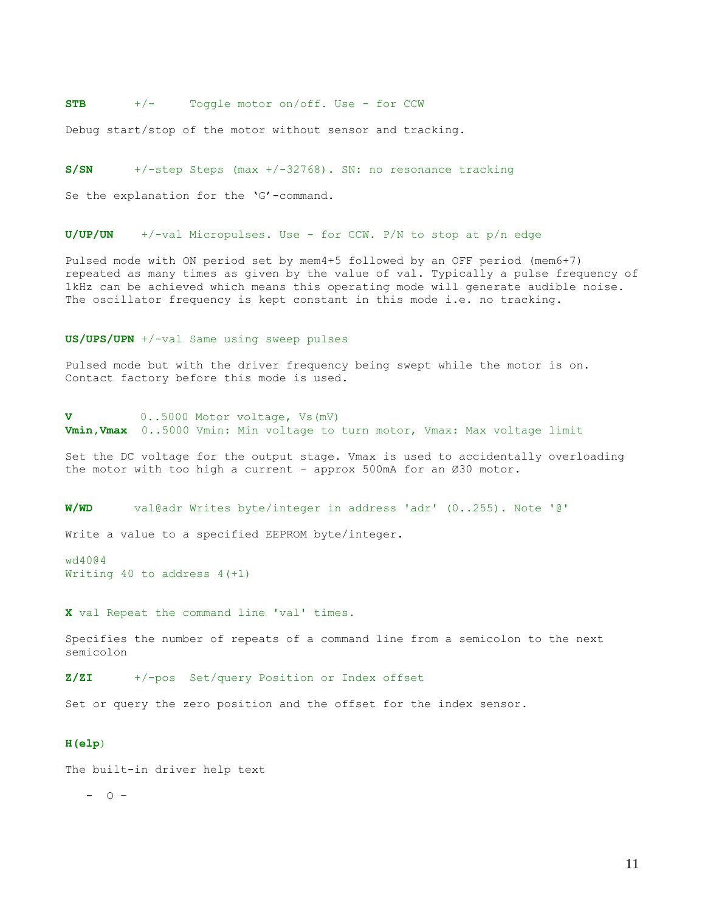**STB** +/- Toggle motor on/off. Use - for CCW

Debug start/stop of the motor without sensor and tracking.

**S/SN** +/-step Steps (max +/-32768). SN: no resonance tracking

Se the explanation for the 'G'-command.

**U/UP/UN** +/-val Micropulses. Use - for CCW. P/N to stop at p/n edge

Pulsed mode with ON period set by mem4+5 followed by an OFF period (mem6+7) repeated as many times as given by the value of val. Typically a pulse frequency of 1kHz can be achieved which means this operating mode will generate audible noise. The oscillator frequency is kept constant in this mode i.e. no tracking.

**US/UPS/UPN** +/-val Same using sweep pulses

Pulsed mode but with the driver frequency being swept while the motor is on. Contact factory before this mode is used.

**V** 0..5000 Motor voltage, Vs(mV)
**Vmin,Vmax** 0..5000 Vmin: Min voltage to turn motor, Vmax: Max voltage limit

Set the DC voltage for the output stage. Vmax is used to accidentally overloading the motor with too high a current - approx 500mA for an Ø30 motor.

**W/WD** val@adr Writes byte/integer in address 'adr' (0..255). Note '@'

Write a value to a specified EEPROM byte/integer.

```
wd40@4
Writing 40 to address 4(+1)
```

**X** val Repeat the command line 'val' times.

Specifies the number of repeats of a command line from a semicolon to the next semicolon

**Z/ZI** +/-pos Set/query Position or Index offset

Set or query the zero position and the offset for the index sensor.

**H(elp)**

The built-in driver help text

\- o -